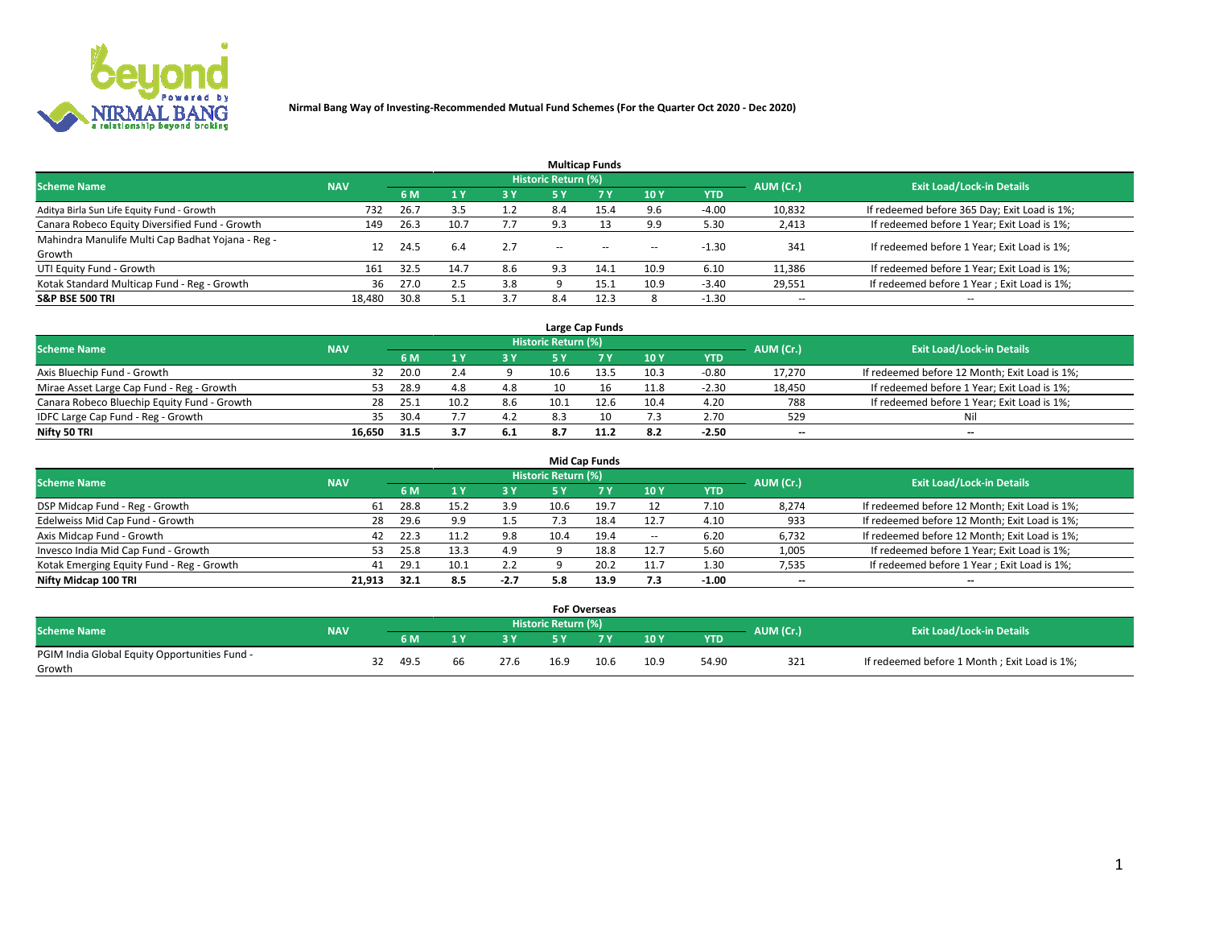# Nirmal Bang Way of Investing-Recommended Mutual Fund Schemes (For the Quarter Oct 2020 - Dec 2020)

## Multicap Funds

| Scheme Name | NAV | Historic Return (%) | | | | | | | AUM (Cr.) | Exit Load/Lock-in Details |
|---|---|---|---|---|---|---|---|---|---|---|
| | | 6 M | 1 Y | 3 Y | 5 Y | 7 Y | 10 Y | YTD | | |
| Aditya Birla Sun Life Equity Fund - Growth | 732 | 26.7 | 3.5 | 1.2 | 8.4 | 15.4 | 9.6 | -4.00 | 10,832 | If redeemed before 365 Day; Exit Load is 1%; |
| Canara Robeco Equity Diversified Fund - Growth | 149 | 26.3 | 10.7 | 7.7 | 9.3 | 13 | 9.9 | 5.30 | 2,413 | If redeemed before 1 Year; Exit Load is 1%; |
| Mahindra Manulife Multi Cap Badhat Yojana - Reg - Growth | 12 | 24.5 | 6.4 | 2.7 | -- | -- | -- | -1.30 | 341 | If redeemed before 1 Year; Exit Load is 1%; |
| UTI Equity Fund - Growth | 161 | 32.5 | 14.7 | 8.6 | 9.3 | 14.1 | 10.9 | 6.10 | 11,386 | If redeemed before 1 Year; Exit Load is 1%; |
| Kotak Standard Multicap Fund - Reg - Growth | 36 | 27.0 | 2.5 | 3.8 | 9 | 15.1 | 10.9 | -3.40 | 29,551 | If redeemed before 1 Year ; Exit Load is 1%; |
| **S&P BSE 500 TRI** | **18,480** | **30.8** | **5.1** | **3.7** | **8.4** | **12.3** | **8** | **-1.30** | -- | -- |

## Large Cap Funds

| Scheme Name | NAV | Historic Return (%) | | | | | | | AUM (Cr.) | Exit Load/Lock-in Details |
|---|---|---|---|---|---|---|---|---|---|---|
| | | 6 M | 1 Y | 3 Y | 5 Y | 7 Y | 10 Y | YTD | | |
| Axis Bluechip Fund - Growth | 32 | 20.0 | 2.4 | 9 | 10.6 | 13.5 | 10.3 | -0.80 | 17,270 | If redeemed before 12 Month; Exit Load is 1%; |
| Mirae Asset Large Cap Fund - Reg - Growth | 53 | 28.9 | 4.8 | 4.8 | 10 | 16 | 11.8 | -2.30 | 18,450 | If redeemed before 1 Year; Exit Load is 1%; |
| Canara Robeco Bluechip Equity Fund - Growth | 28 | 25.1 | 10.2 | 8.6 | 10.1 | 12.6 | 10.4 | 4.20 | 788 | If redeemed before 1 Year; Exit Load is 1%; |
| IDFC Large Cap Fund - Reg - Growth | 35 | 30.4 | 7.7 | 4.2 | 8.3 | 10 | 7.3 | 2.70 | 529 | Nil |
| **Nifty 50 TRI** | **16,650** | **31.5** | **3.7** | **6.1** | **8.7** | **11.2** | **8.2** | **-2.50** | -- | -- |

## Mid Cap Funds

| Scheme Name | NAV | Historic Return (%) | | | | | | | AUM (Cr.) | Exit Load/Lock-in Details |
|---|---|---|---|---|---|---|---|---|---|---|
| | | 6 M | 1 Y | 3 Y | 5 Y | 7 Y | 10 Y | YTD | | |
| DSP Midcap Fund - Reg - Growth | 61 | 28.8 | 15.2 | 3.9 | 10.6 | 19.7 | 12 | 7.10 | 8,274 | If redeemed before 12 Month; Exit Load is 1%; |
| Edelweiss Mid Cap Fund - Growth | 28 | 29.6 | 9.9 | 1.5 | 7.3 | 18.4 | 12.7 | 4.10 | 933 | If redeemed before 12 Month; Exit Load is 1%; |
| Axis Midcap Fund - Growth | 42 | 22.3 | 11.2 | 9.8 | 10.4 | 19.4 | -- | 6.20 | 6,732 | If redeemed before 12 Month; Exit Load is 1%; |
| Invesco India Mid Cap Fund - Growth | 53 | 25.8 | 13.3 | 4.9 | 9 | 18.8 | 12.7 | 5.60 | 1,005 | If redeemed before 1 Year; Exit Load is 1%; |
| Kotak Emerging Equity Fund - Reg - Growth | 41 | 29.1 | 10.1 | 2.2 | 9 | 20.2 | 11.7 | 1.30 | 7,535 | If redeemed before 1 Year ; Exit Load is 1%; |
| **Nifty Midcap 100 TRI** | **21,913** | **32.1** | **8.5** | **-2.7** | **5.8** | **13.9** | **7.3** | **-1.00** | -- | -- |

## FoF Overseas

| Scheme Name | NAV | Historic Return (%) | | | | | | | AUM (Cr.) | Exit Load/Lock-in Details |
|---|---|---|---|---|---|---|---|---|---|---|
| | | 6 M | 1 Y | 3 Y | 5 Y | 7 Y | 10 Y | YTD | | |
| PGIM India Global Equity Opportunities Fund - Growth | 32 | 49.5 | 66 | 27.6 | 16.9 | 10.6 | 10.9 | 54.90 | 321 | If redeemed before 1 Month ; Exit Load is 1%; |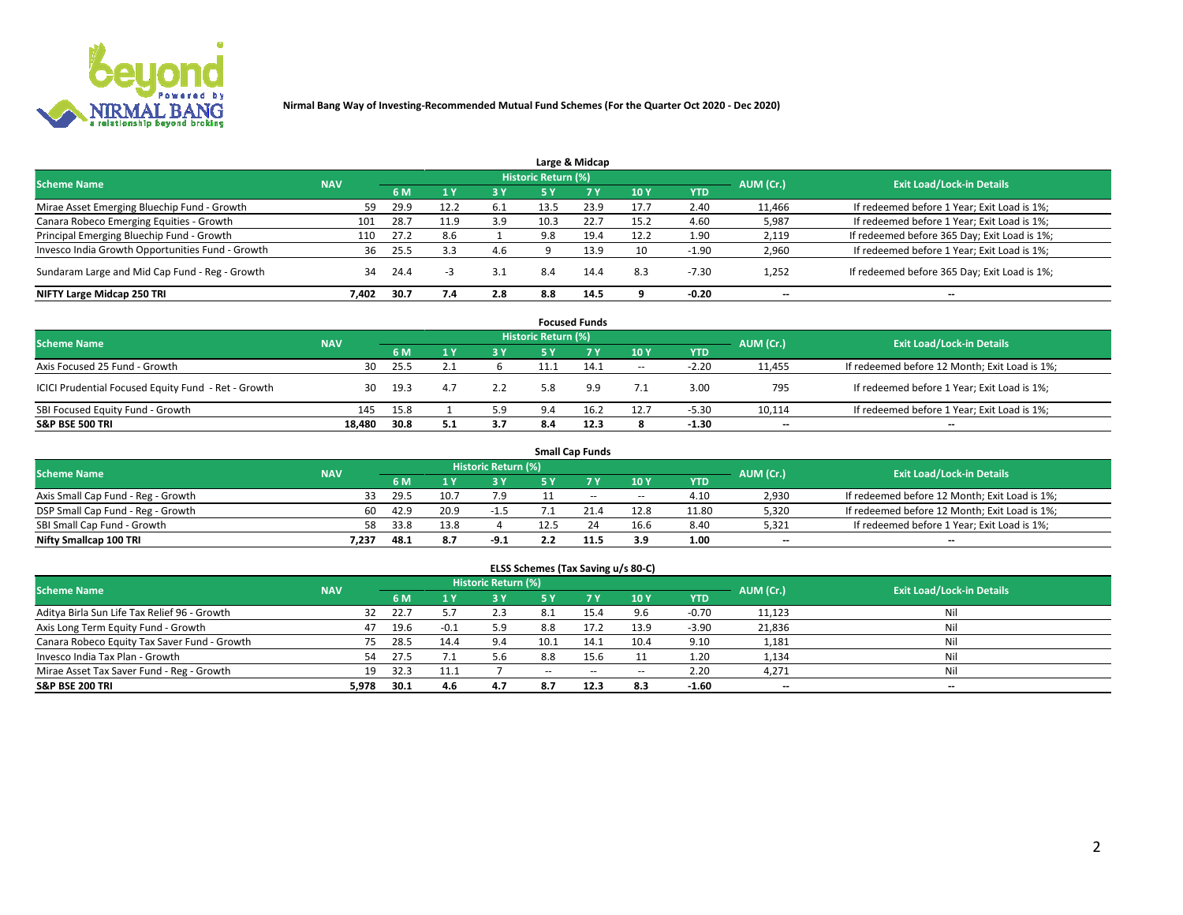# Nirmal Bang Way of Investing-Recommended Mutual Fund Schemes (For the Quarter Oct 2020 - Dec 2020)

## Large & Midcap

| Scheme Name | NAV | Historic Return (%) | | | | | | | AUM (Cr.) | Exit Load/Lock-in Details |
|---|---|---|---|---|---|---|---|---|---|---|
| | | 6 M | 1 Y | 3 Y | 5 Y | 7 Y | 10 Y | YTD | | |
| Mirae Asset Emerging Bluechip Fund - Growth | 59 | 29.9 | 12.2 | 6.1 | 13.5 | 23.9 | 17.7 | 2.40 | 11,466 | If redeemed before 1 Year; Exit Load is 1%; |
| Canara Robeco Emerging Equities - Growth | 101 | 28.7 | 11.9 | 3.9 | 10.3 | 22.7 | 15.2 | 4.60 | 5,987 | If redeemed before 1 Year; Exit Load is 1%; |
| Principal Emerging Bluechip Fund - Growth | 110 | 27.2 | 8.6 | 1 | 9.8 | 19.4 | 12.2 | 1.90 | 2,119 | If redeemed before 365 Day; Exit Load is 1%; |
| Invesco India Growth Opportunities Fund - Growth | 36 | 25.5 | 3.3 | 4.6 | 9 | 13.9 | 10 | -1.90 | 2,960 | If redeemed before 1 Year; Exit Load is 1%; |
| Sundaram Large and Mid Cap Fund - Reg - Growth | 34 | 24.4 | -3 | 3.1 | 8.4 | 14.4 | 8.3 | -7.30 | 1,252 | If redeemed before 365 Day; Exit Load is 1%; |
| **NIFTY Large Midcap 250 TRI** | **7,402** | **30.7** | **7.4** | **2.8** | **8.8** | **14.5** | **9** | **-0.20** | **--** | **--** |

## Focused Funds

| Scheme Name | NAV | Historic Return (%) | | | | | | | AUM (Cr.) | Exit Load/Lock-in Details |
|---|---|---|---|---|---|---|---|---|---|---|
| | | 6 M | 1 Y | 3 Y | 5 Y | 7 Y | 10 Y | YTD | | |
| Axis Focused 25 Fund - Growth | 30 | 25.5 | 2.1 | 6 | 11.1 | 14.1 | -- | -2.20 | 11,455 | If redeemed before 12 Month; Exit Load is 1%; |
| ICICI Prudential Focused Equity Fund - Ret - Growth | 30 | 19.3 | 4.7 | 2.2 | 5.8 | 9.9 | 7.1 | 3.00 | 795 | If redeemed before 1 Year; Exit Load is 1%; |
| SBI Focused Equity Fund - Growth | 145 | 15.8 | 1 | 5.9 | 9.4 | 16.2 | 12.7 | -5.30 | 10,114 | If redeemed before 1 Year; Exit Load is 1%; |
| **S&P BSE 500 TRI** | **18,480** | **30.8** | **5.1** | **3.7** | **8.4** | **12.3** | **8** | **-1.30** | **--** | **--** |

## Small Cap Funds

| Scheme Name | NAV | Historic Return (%) | | | | | | | AUM (Cr.) | Exit Load/Lock-in Details |
|---|---|---|---|---|---|---|---|---|---|---|
| | | 6 M | 1 Y | 3 Y | 5 Y | 7 Y | 10 Y | YTD | | |
| Axis Small Cap Fund - Reg - Growth | 33 | 29.5 | 10.7 | 7.9 | 11 | -- | -- | 4.10 | 2,930 | If redeemed before 12 Month; Exit Load is 1%; |
| DSP Small Cap Fund - Reg - Growth | 60 | 42.9 | 20.9 | -1.5 | 7.1 | 21.4 | 12.8 | 11.80 | 5,320 | If redeemed before 12 Month; Exit Load is 1%; |
| SBI Small Cap Fund - Growth | 58 | 33.8 | 13.8 | 4 | 12.5 | 24 | 16.6 | 8.40 | 5,321 | If redeemed before 1 Year; Exit Load is 1%; |
| **Nifty Smallcap 100 TRI** | **7,237** | **48.1** | **8.7** | **-9.1** | **2.2** | **11.5** | **3.9** | **1.00** | **--** | **--** |

## ELSS Schemes (Tax Saving u/s 80-C)

| Scheme Name | NAV | Historic Return (%) | | | | | | | AUM (Cr.) | Exit Load/Lock-in Details |
|---|---|---|---|---|---|---|---|---|---|---|
| | | 6 M | 1 Y | 3 Y | 5 Y | 7 Y | 10 Y | YTD | | |
| Aditya Birla Sun Life Tax Relief 96 - Growth | 32 | 22.7 | 5.7 | 2.3 | 8.1 | 15.4 | 9.6 | -0.70 | 11,123 | Nil |
| Axis Long Term Equity Fund - Growth | 47 | 19.6 | -0.1 | 5.9 | 8.8 | 17.2 | 13.9 | -3.90 | 21,836 | Nil |
| Canara Robeco Equity Tax Saver Fund - Growth | 75 | 28.5 | 14.4 | 9.4 | 10.1 | 14.1 | 10.4 | 9.10 | 1,181 | Nil |
| Invesco India Tax Plan - Growth | 54 | 27.5 | 7.1 | 5.6 | 8.8 | 15.6 | 11 | 1.20 | 1,134 | Nil |
| Mirae Asset Tax Saver Fund - Reg - Growth | 19 | 32.3 | 11.1 | 7 | -- | -- | -- | 2.20 | 4,271 | Nil |
| **S&P BSE 200 TRI** | **5,978** | **30.1** | **4.6** | **4.7** | **8.7** | **12.3** | **8.3** | **-1.60** | **--** | **--** |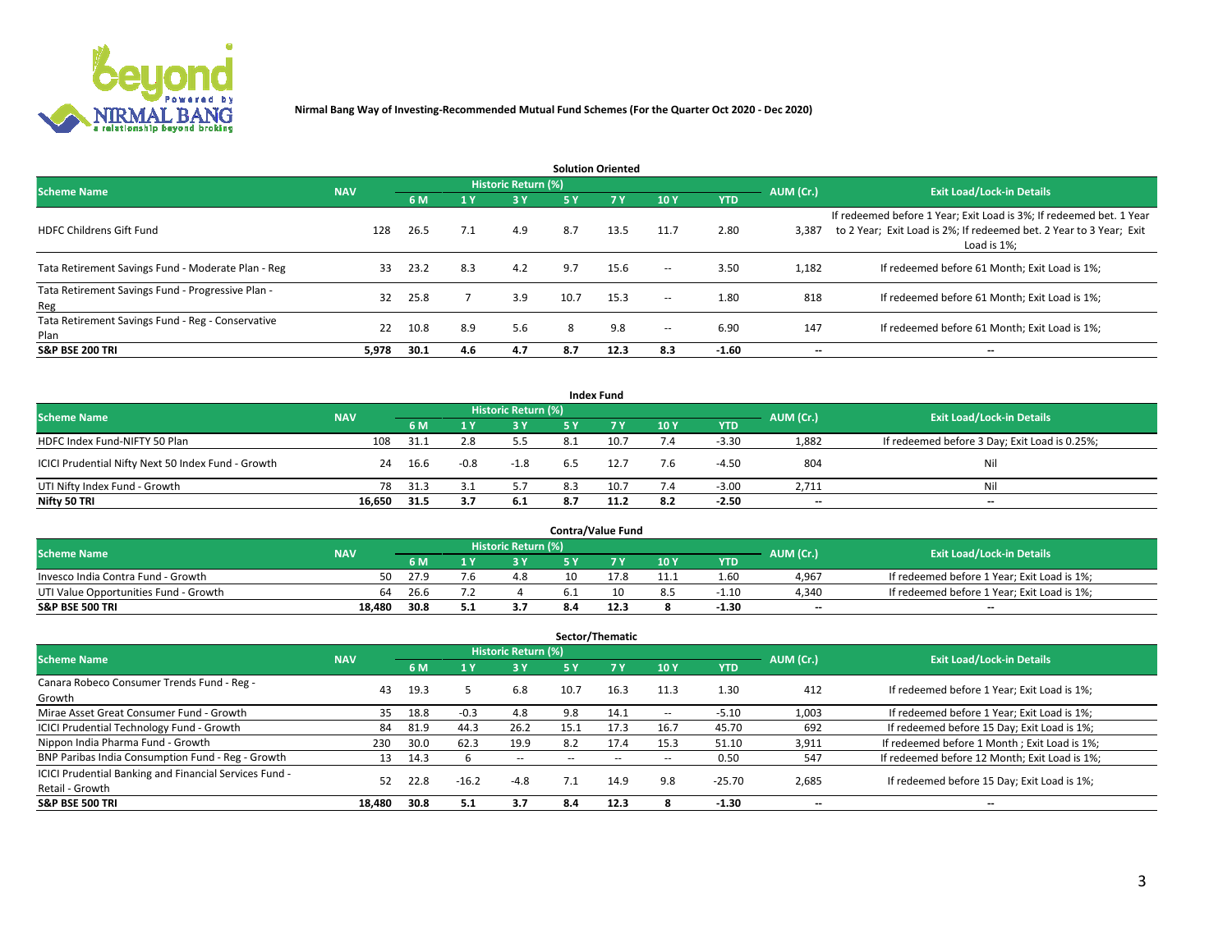Nirmal Bang Way of Investing-Recommended Mutual Fund Schemes (For the Quarter Oct 2020 - Dec 2020)

## Solution Oriented

| Scheme Name | NAV | Historic Return (%) | | | | | | | AUM (Cr.) | Exit Load/Lock-in Details |
|---|---|---|---|---|---|---|---|---|---|---|
| | | 6 M | 1 Y | 3 Y | 5 Y | 7 Y | 10 Y | YTD | | |
| HDFC Childrens Gift Fund | 128 | 26.5 | 7.1 | 4.9 | 8.7 | 13.5 | 11.7 | 2.80 | 3,387 | If redeemed before 1 Year; Exit Load is 3%; If redeemed bet. 1 Year to 2 Year; Exit Load is 2%; If redeemed bet. 2 Year to 3 Year; Exit Load is 1%; |
| Tata Retirement Savings Fund - Moderate Plan - Reg | 33 | 23.2 | 8.3 | 4.2 | 9.7 | 15.6 | -- | 3.50 | 1,182 | If redeemed before 61 Month; Exit Load is 1%; |
| Tata Retirement Savings Fund - Progressive Plan - Reg | 32 | 25.8 | 7 | 3.9 | 10.7 | 15.3 | -- | 1.80 | 818 | If redeemed before 61 Month; Exit Load is 1%; |
| Tata Retirement Savings Fund - Reg - Conservative Plan | 22 | 10.8 | 8.9 | 5.6 | 8 | 9.8 | -- | 6.90 | 147 | If redeemed before 61 Month; Exit Load is 1%; |
| **S&P BSE 200 TRI** | **5,978** | **30.1** | **4.6** | **4.7** | **8.7** | **12.3** | **8.3** | **-1.60** | **--** | **--** |

## Index Fund

| Scheme Name | NAV | Historic Return (%) | | | | | | | AUM (Cr.) | Exit Load/Lock-in Details |
|---|---|---|---|---|---|---|---|---|---|---|
| | | 6 M | 1 Y | 3 Y | 5 Y | 7 Y | 10 Y | YTD | | |
| HDFC Index Fund-NIFTY 50 Plan | 108 | 31.1 | 2.8 | 5.5 | 8.1 | 10.7 | 7.4 | -3.30 | 1,882 | If redeemed before 3 Day; Exit Load is 0.25%; |
| ICICI Prudential Nifty Next 50 Index Fund - Growth | 24 | 16.6 | -0.8 | -1.8 | 6.5 | 12.7 | 7.6 | -4.50 | 804 | Nil |
| UTI Nifty Index Fund - Growth | 78 | 31.3 | 3.1 | 5.7 | 8.3 | 10.7 | 7.4 | -3.00 | 2,711 | Nil |
| **Nifty 50 TRI** | **16,650** | **31.5** | **3.7** | **6.1** | **8.7** | **11.2** | **8.2** | **-2.50** | **--** | **--** |

## Contra/Value Fund

| Scheme Name | NAV | Historic Return (%) | | | | | | | AUM (Cr.) | Exit Load/Lock-in Details |
|---|---|---|---|---|---|---|---|---|---|---|
| | | 6 M | 1 Y | 3 Y | 5 Y | 7 Y | 10 Y | YTD | | |
| Invesco India Contra Fund - Growth | 50 | 27.9 | 7.6 | 4.8 | 10 | 17.8 | 11.1 | 1.60 | 4,967 | If redeemed before 1 Year; Exit Load is 1%; |
| UTI Value Opportunities Fund - Growth | 64 | 26.6 | 7.2 | 4 | 6.1 | 10 | 8.5 | -1.10 | 4,340 | If redeemed before 1 Year; Exit Load is 1%; |
| **S&P BSE 500 TRI** | **18,480** | **30.8** | **5.1** | **3.7** | **8.4** | **12.3** | **8** | **-1.30** | **--** | **--** |

## Sector/Thematic

| Scheme Name | NAV | Historic Return (%) | | | | | | | AUM (Cr.) | Exit Load/Lock-in Details |
|---|---|---|---|---|---|---|---|---|---|---|
| | | 6 M | 1 Y | 3 Y | 5 Y | 7 Y | 10 Y | YTD | | |
| Canara Robeco Consumer Trends Fund - Reg - Growth | 43 | 19.3 | 5 | 6.8 | 10.7 | 16.3 | 11.3 | 1.30 | 412 | If redeemed before 1 Year; Exit Load is 1%; |
| Mirae Asset Great Consumer Fund - Growth | 35 | 18.8 | -0.3 | 4.8 | 9.8 | 14.1 | -- | -5.10 | 1,003 | If redeemed before 1 Year; Exit Load is 1%; |
| ICICI Prudential Technology Fund - Growth | 84 | 81.9 | 44.3 | 26.2 | 15.1 | 17.3 | 16.7 | 45.70 | 692 | If redeemed before 15 Day; Exit Load is 1%; |
| Nippon India Pharma Fund - Growth | 230 | 30.0 | 62.3 | 19.9 | 8.2 | 17.4 | 15.3 | 51.10 | 3,911 | If redeemed before 1 Month ; Exit Load is 1%; |
| BNP Paribas India Consumption Fund - Reg - Growth | 13 | 14.3 | 6 | -- | -- | -- | -- | 0.50 | 547 | If redeemed before 12 Month; Exit Load is 1%; |
| ICICI Prudential Banking and Financial Services Fund - Retail - Growth | 52 | 22.8 | -16.2 | -4.8 | 7.1 | 14.9 | 9.8 | -25.70 | 2,685 | If redeemed before 15 Day; Exit Load is 1%; |
| **S&P BSE 500 TRI** | **18,480** | **30.8** | **5.1** | **3.7** | **8.4** | **12.3** | **8** | **-1.30** | **--** | **--** |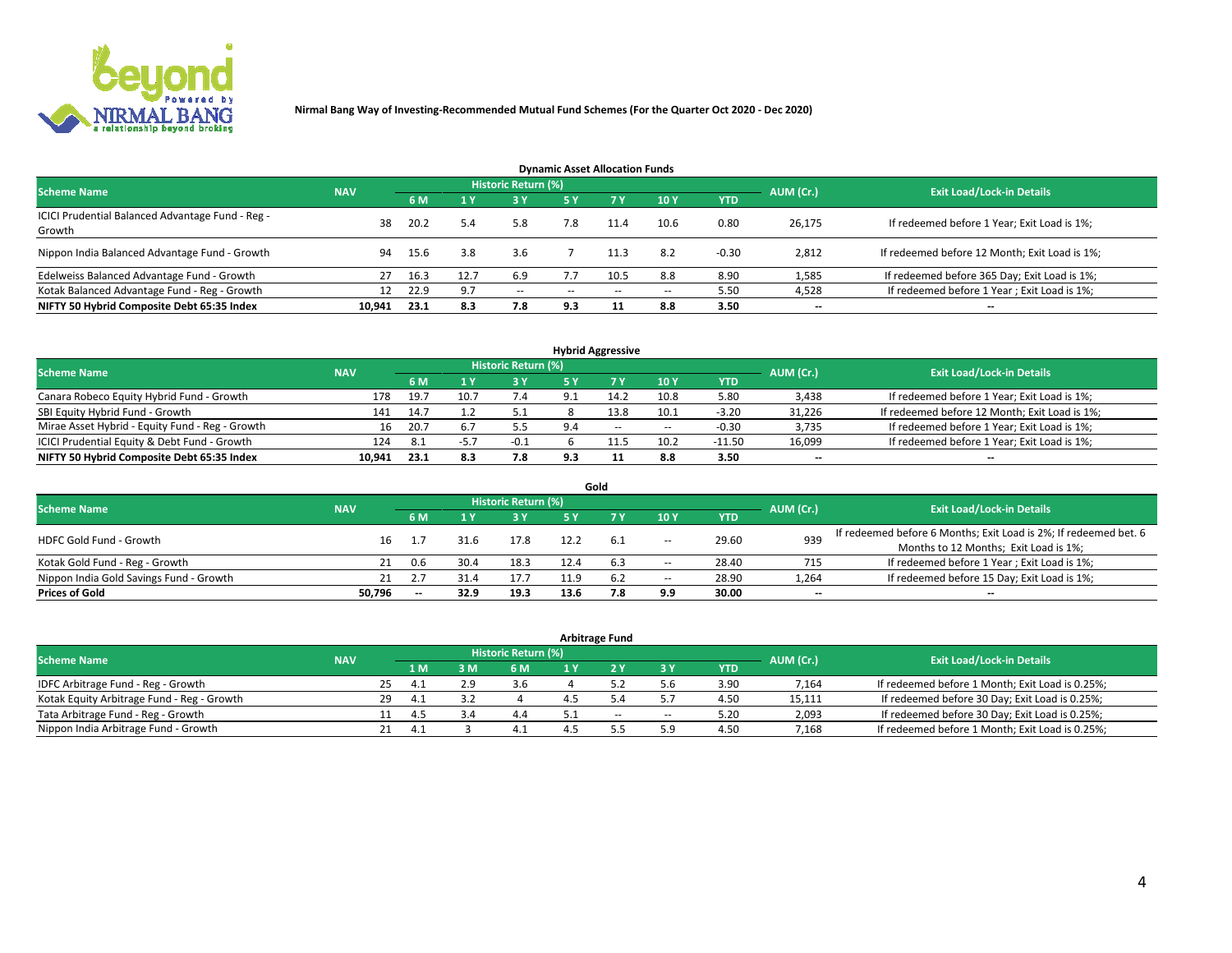**Nirmal Bang Way of Investing-Recommended Mutual Fund Schemes (For the Quarter Oct 2020 - Dec 2020)**

### Dynamic Asset Allocation Funds

| Scheme Name | NAV | Historic Return (%) | | | | | | | AUM (Cr.) | Exit Load/Lock-in Details |
|---|---|---|---|---|---|---|---|---|---|---|
| | | 6 M | 1 Y | 3 Y | 5 Y | 7 Y | 10 Y | YTD | | |
| ICICI Prudential Balanced Advantage Fund - Reg - Growth | 38 | 20.2 | 5.4 | 5.8 | 7.8 | 11.4 | 10.6 | 0.80 | 26,175 | If redeemed before 1 Year; Exit Load is 1%; |
| Nippon India Balanced Advantage Fund - Growth | 94 | 15.6 | 3.8 | 3.6 | 7 | 11.3 | 8.2 | -0.30 | 2,812 | If redeemed before 12 Month; Exit Load is 1%; |
| Edelweiss Balanced Advantage Fund - Growth | 27 | 16.3 | 12.7 | 6.9 | 7.7 | 10.5 | 8.8 | 8.90 | 1,585 | If redeemed before 365 Day; Exit Load is 1%; |
| Kotak Balanced Advantage Fund - Reg - Growth | 12 | 22.9 | 9.7 | -- | -- | -- | -- | 5.50 | 4,528 | If redeemed before 1 Year ; Exit Load is 1%; |
| **NIFTY 50 Hybrid Composite Debt 65:35 Index** | **10,941** | **23.1** | **8.3** | **7.8** | **9.3** | **11** | **8.8** | **3.50** | **--** | **--** |

### Hybrid Aggressive

| Scheme Name | NAV | Historic Return (%) | | | | | | | AUM (Cr.) | Exit Load/Lock-in Details |
|---|---|---|---|---|---|---|---|---|---|---|
| | | 6 M | 1 Y | 3 Y | 5 Y | 7 Y | 10 Y | YTD | | |
| Canara Robeco Equity Hybrid Fund - Growth | 178 | 19.7 | 10.7 | 7.4 | 9.1 | 14.2 | 10.8 | 5.80 | 3,438 | If redeemed before 1 Year; Exit Load is 1%; |
| SBI Equity Hybrid Fund - Growth | 141 | 14.7 | 1.2 | 5.1 | 8 | 13.8 | 10.1 | -3.20 | 31,226 | If redeemed before 12 Month; Exit Load is 1%; |
| Mirae Asset Hybrid - Equity Fund - Reg - Growth | 16 | 20.7 | 6.7 | 5.5 | 9.4 | -- | -- | -0.30 | 3,735 | If redeemed before 1 Year; Exit Load is 1%; |
| ICICI Prudential Equity & Debt Fund - Growth | 124 | 8.1 | -5.7 | -0.1 | 6 | 11.5 | 10.2 | -11.50 | 16,099 | If redeemed before 1 Year; Exit Load is 1%; |
| **NIFTY 50 Hybrid Composite Debt 65:35 Index** | **10,941** | **23.1** | **8.3** | **7.8** | **9.3** | **11** | **8.8** | **3.50** | **--** | **--** |

### Gold

| Scheme Name | NAV | Historic Return (%) | | | | | | | AUM (Cr.) | Exit Load/Lock-in Details |
|---|---|---|---|---|---|---|---|---|---|---|
| | | 6 M | 1 Y | 3 Y | 5 Y | 7 Y | 10 Y | YTD | | |
| HDFC Gold Fund - Growth | 16 | 1.7 | 31.6 | 17.8 | 12.2 | 6.1 | -- | 29.60 | 939 | If redeemed before 6 Months; Exit Load is 2%; If redeemed bet. 6 Months to 12 Months; Exit Load is 1%; |
| Kotak Gold Fund - Reg - Growth | 21 | 0.6 | 30.4 | 18.3 | 12.4 | 6.3 | -- | 28.40 | 715 | If redeemed before 1 Year ; Exit Load is 1%; |
| Nippon India Gold Savings Fund - Growth | 21 | 2.7 | 31.4 | 17.7 | 11.9 | 6.2 | -- | 28.90 | 1,264 | If redeemed before 15 Day; Exit Load is 1%; |
| **Prices of Gold** | **50,796** | **--** | **32.9** | **19.3** | **13.6** | **7.8** | **9.9** | **30.00** | **--** | **--** |

### Arbitrage Fund

| Scheme Name | NAV | Historic Return (%) | | | | | | | AUM (Cr.) | Exit Load/Lock-in Details |
|---|---|---|---|---|---|---|---|---|---|---|
| | | 1 M | 3 M | 6 M | 1 Y | 2 Y | 3 Y | YTD | | |
| IDFC Arbitrage Fund - Reg - Growth | 25 | 4.1 | 2.9 | 3.6 | 4 | 5.2 | 5.6 | 3.90 | 7,164 | If redeemed before 1 Month; Exit Load is 0.25%; |
| Kotak Equity Arbitrage Fund - Reg - Growth | 29 | 4.1 | 3.2 | 4 | 4.5 | 5.4 | 5.7 | 4.50 | 15,111 | If redeemed before 30 Day; Exit Load is 0.25%; |
| Tata Arbitrage Fund - Reg - Growth | 11 | 4.5 | 3.4 | 4.4 | 5.1 | -- | -- | 5.20 | 2,093 | If redeemed before 30 Day; Exit Load is 0.25%; |
| Nippon India Arbitrage Fund - Growth | 21 | 4.1 | 3 | 4.1 | 4.5 | 5.5 | 5.9 | 4.50 | 7,168 | If redeemed before 1 Month; Exit Load is 0.25%; |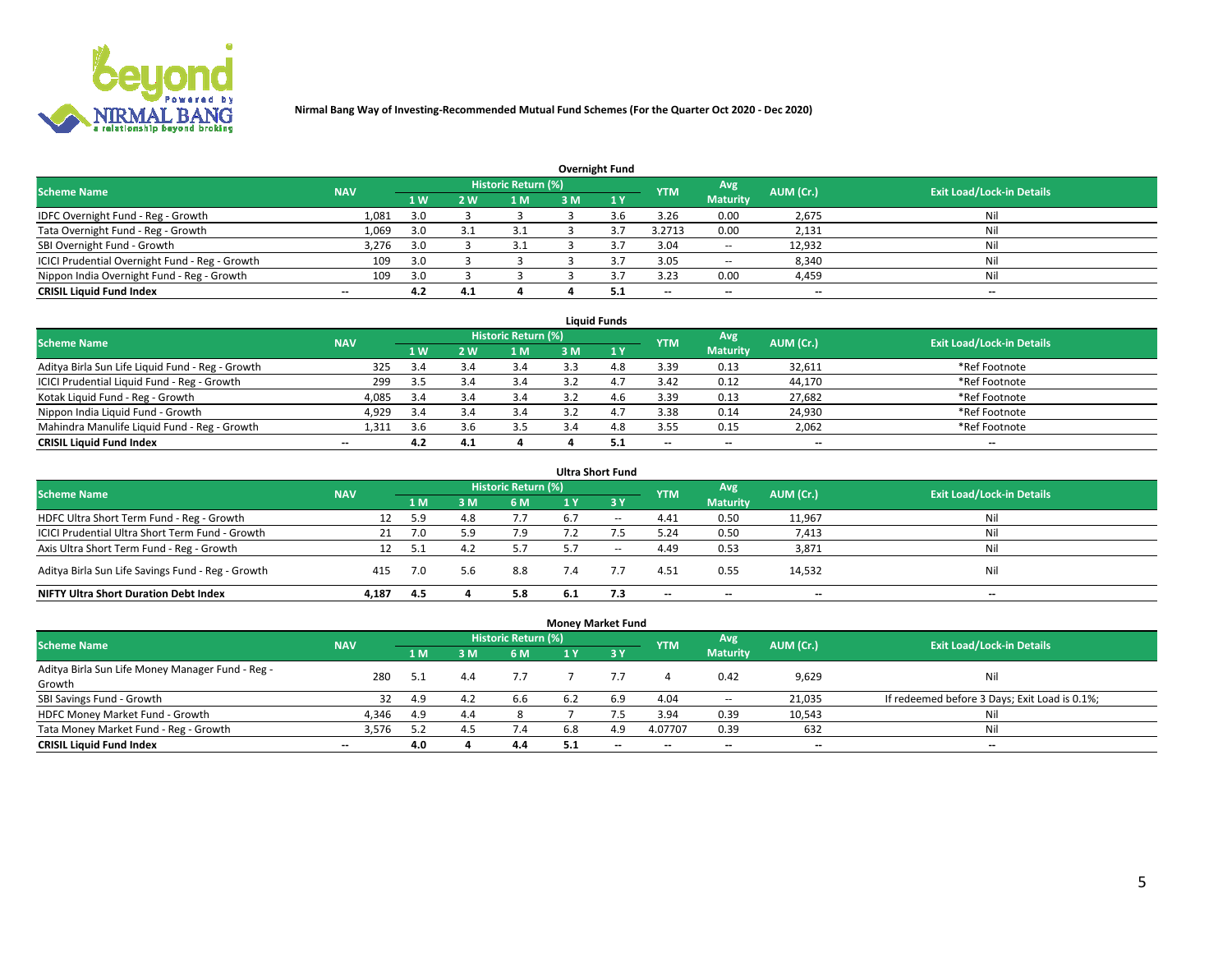Nirmal Bang Way of Investing-Recommended Mutual Fund Schemes (For the Quarter Oct 2020 - Dec 2020)

## Overnight Fund

| Scheme Name | NAV | Historic Return (%) | | | | | YTM | Avg Maturity | AUM (Cr.) | Exit Load/Lock-in Details |
|---|---|---|---|---|---|---|---|---|---|---|
| | | 1 W | 2 W | 1 M | 3 M | 1 Y | | | | |
| IDFC Overnight Fund - Reg - Growth | 1,081 | 3.0 | 3 | 3 | 3 | 3.6 | 3.26 | 0.00 | 2,675 | Nil |
| Tata Overnight Fund - Reg - Growth | 1,069 | 3.0 | 3.1 | 3.1 | 3 | 3.7 | 3.2713 | 0.00 | 2,131 | Nil |
| SBI Overnight Fund - Growth | 3,276 | 3.0 | 3 | 3.1 | 3 | 3.7 | 3.04 | -- | 12,932 | Nil |
| ICICI Prudential Overnight Fund - Reg - Growth | 109 | 3.0 | 3 | 3 | 3 | 3.7 | 3.05 | -- | 8,340 | Nil |
| Nippon India Overnight Fund - Reg - Growth | 109 | 3.0 | 3 | 3 | 3 | 3.7 | 3.23 | 0.00 | 4,459 | Nil |
| **CRISIL Liquid Fund Index** | -- | 4.2 | 4.1 | 4 | 4 | 5.1 | -- | -- | -- | -- |

## Liquid Funds

| Scheme Name | NAV | Historic Return (%) | | | | | YTM | Avg Maturity | AUM (Cr.) | Exit Load/Lock-in Details |
|---|---|---|---|---|---|---|---|---|---|---|
| | | 1 W | 2 W | 1 M | 3 M | 1 Y | | | | |
| Aditya Birla Sun Life Liquid Fund - Reg - Growth | 325 | 3.4 | 3.4 | 3.4 | 3.3 | 4.8 | 3.39 | 0.13 | 32,611 | *Ref Footnote |
| ICICI Prudential Liquid Fund - Reg - Growth | 299 | 3.5 | 3.4 | 3.4 | 3.2 | 4.7 | 3.42 | 0.12 | 44,170 | *Ref Footnote |
| Kotak Liquid Fund - Reg - Growth | 4,085 | 3.4 | 3.4 | 3.4 | 3.2 | 4.6 | 3.39 | 0.13 | 27,682 | *Ref Footnote |
| Nippon India Liquid Fund - Growth | 4,929 | 3.4 | 3.4 | 3.4 | 3.2 | 4.7 | 3.38 | 0.14 | 24,930 | *Ref Footnote |
| Mahindra Manulife Liquid Fund - Reg - Growth | 1,311 | 3.6 | 3.6 | 3.5 | 3.4 | 4.8 | 3.55 | 0.15 | 2,062 | *Ref Footnote |
| **CRISIL Liquid Fund Index** | -- | 4.2 | 4.1 | 4 | 4 | 5.1 | -- | -- | -- | -- |

## Ultra Short Fund

| Scheme Name | NAV | Historic Return (%) | | | | | YTM | Avg Maturity | AUM (Cr.) | Exit Load/Lock-in Details |
|---|---|---|---|---|---|---|---|---|---|---|
| | | 1 M | 3 M | 6 M | 1 Y | 3 Y | | | | |
| HDFC Ultra Short Term Fund - Reg - Growth | 12 | 5.9 | 4.8 | 7.7 | 6.7 | -- | 4.41 | 0.50 | 11,967 | Nil |
| ICICI Prudential Ultra Short Term Fund - Growth | 21 | 7.0 | 5.9 | 7.9 | 7.2 | 7.5 | 5.24 | 0.50 | 7,413 | Nil |
| Axis Ultra Short Term Fund - Reg - Growth | 12 | 5.1 | 4.2 | 5.7 | 5.7 | -- | 4.49 | 0.53 | 3,871 | Nil |
| Aditya Birla Sun Life Savings Fund - Reg - Growth | 415 | 7.0 | 5.6 | 8.8 | 7.4 | 7.7 | 4.51 | 0.55 | 14,532 | Nil |
| **NIFTY Ultra Short Duration Debt Index** | 4,187 | 4.5 | 4 | 5.8 | 6.1 | 7.3 | -- | -- | -- | -- |

## Money Market Fund

| Scheme Name | NAV | Historic Return (%) | | | | | YTM | Avg Maturity | AUM (Cr.) | Exit Load/Lock-in Details |
|---|---|---|---|---|---|---|---|---|---|---|
| | | 1 M | 3 M | 6 M | 1 Y | 3 Y | | | | |
| Aditya Birla Sun Life Money Manager Fund - Reg - Growth | 280 | 5.1 | 4.4 | 7.7 | 7 | 7.7 | 4 | 0.42 | 9,629 | Nil |
| SBI Savings Fund - Growth | 32 | 4.9 | 4.2 | 6.6 | 6.2 | 6.9 | 4.04 | -- | 21,035 | If redeemed before 3 Days; Exit Load is 0.1%; |
| HDFC Money Market Fund - Growth | 4,346 | 4.9 | 4.4 | 8 | 7 | 7.5 | 3.94 | 0.39 | 10,543 | Nil |
| Tata Money Market Fund - Reg - Growth | 3,576 | 5.2 | 4.5 | 7.4 | 6.8 | 4.9 | 4.07707 | 0.39 | 632 | Nil |
| **CRISIL Liquid Fund Index** | -- | 4.0 | 4 | 4.4 | 5.1 | -- | -- | -- | -- | -- |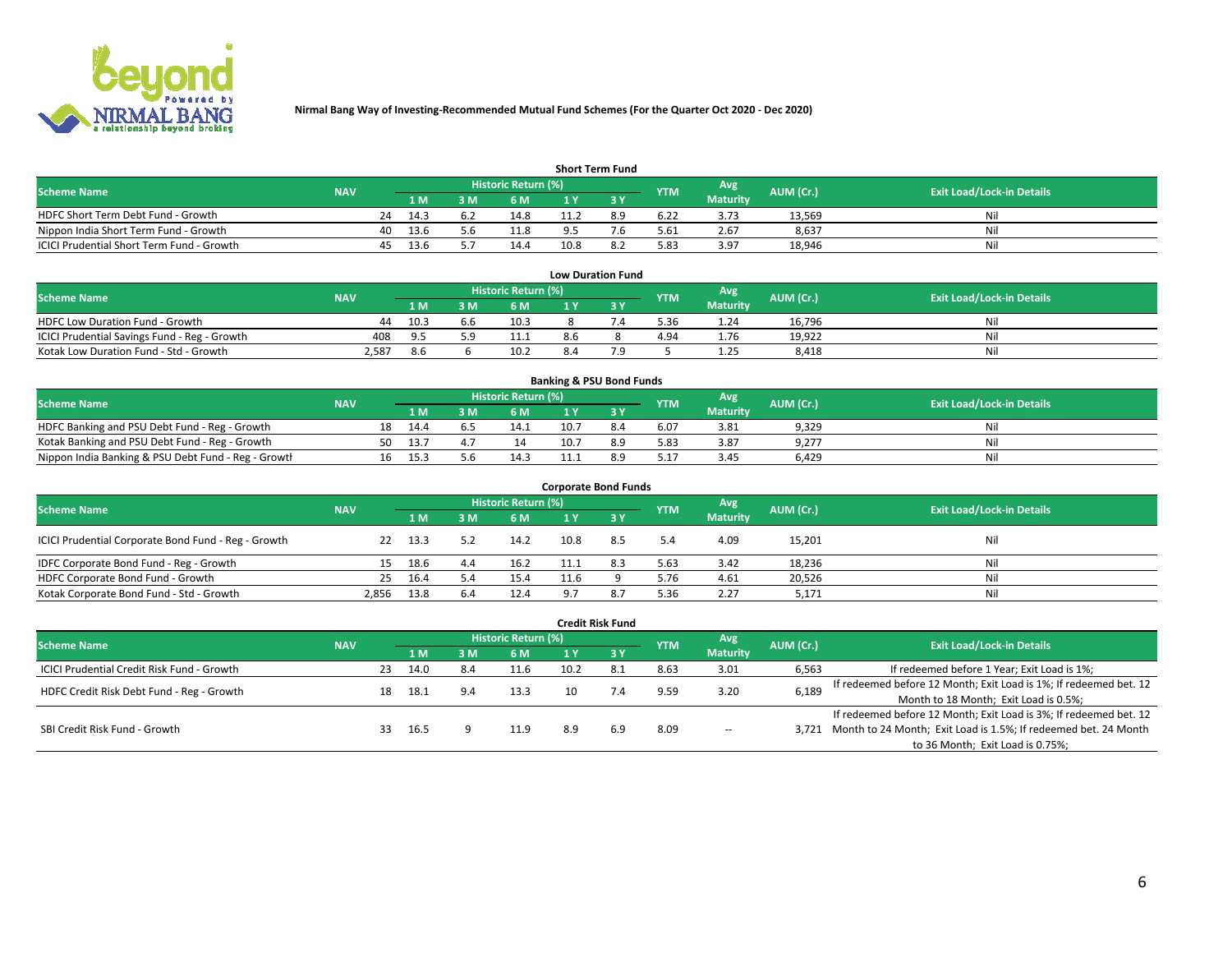**Nirmal Bang Way of Investing-Recommended Mutual Fund Schemes (For the Quarter Oct 2020 - Dec 2020)**

### Short Term Fund

| Scheme Name | NAV | Historic Return (%) | | | | | YTM | Avg Maturity | AUM (Cr.) | Exit Load/Lock-in Details |
|---|---|---|---|---|---|---|---|---|---|---|
| | | 1 M | 3 M | 6 M | 1 Y | 3 Y | | | | |
| HDFC Short Term Debt Fund - Growth | 24 | 14.3 | 6.2 | 14.8 | 11.2 | 8.9 | 6.22 | 3.73 | 13,569 | Nil |
| Nippon India Short Term Fund - Growth | 40 | 13.6 | 5.6 | 11.8 | 9.5 | 7.6 | 5.61 | 2.67 | 8,637 | Nil |
| ICICI Prudential Short Term Fund - Growth | 45 | 13.6 | 5.7 | 14.4 | 10.8 | 8.2 | 5.83 | 3.97 | 18,946 | Nil |

### Low Duration Fund

| Scheme Name | NAV | Historic Return (%) | | | | | YTM | Avg Maturity | AUM (Cr.) | Exit Load/Lock-in Details |
|---|---|---|---|---|---|---|---|---|---|---|
| | | 1 M | 3 M | 6 M | 1 Y | 3 Y | | | | |
| HDFC Low Duration Fund - Growth | 44 | 10.3 | 6.6 | 10.3 | 8 | 7.4 | 5.36 | 1.24 | 16,796 | Nil |
| ICICI Prudential Savings Fund - Reg - Growth | 408 | 9.5 | 5.9 | 11.1 | 8.6 | 8 | 4.94 | 1.76 | 19,922 | Nil |
| Kotak Low Duration Fund - Std - Growth | 2,587 | 8.6 | 6 | 10.2 | 8.4 | 7.9 | 5 | 1.25 | 8,418 | Nil |

### Banking & PSU Bond Funds

| Scheme Name | NAV | Historic Return (%) | | | | | YTM | Avg Maturity | AUM (Cr.) | Exit Load/Lock-in Details |
|---|---|---|---|---|---|---|---|---|---|---|
| | | 1 M | 3 M | 6 M | 1 Y | 3 Y | | | | |
| HDFC Banking and PSU Debt Fund - Reg - Growth | 18 | 14.4 | 6.5 | 14.1 | 10.7 | 8.4 | 6.07 | 3.81 | 9,329 | Nil |
| Kotak Banking and PSU Debt Fund - Reg - Growth | 50 | 13.7 | 4.7 | 14 | 10.7 | 8.9 | 5.83 | 3.87 | 9,277 | Nil |
| Nippon India Banking & PSU Debt Fund - Reg - Growth | 16 | 15.3 | 5.6 | 14.3 | 11.1 | 8.9 | 5.17 | 3.45 | 6,429 | Nil |

### Corporate Bond Funds

| Scheme Name | NAV | Historic Return (%) | | | | | YTM | Avg Maturity | AUM (Cr.) | Exit Load/Lock-in Details |
|---|---|---|---|---|---|---|---|---|---|---|
| | | 1 M | 3 M | 6 M | 1 Y | 3 Y | | | | |
| ICICI Prudential Corporate Bond Fund - Reg - Growth | 22 | 13.3 | 5.2 | 14.2 | 10.8 | 8.5 | 5.4 | 4.09 | 15,201 | Nil |
| IDFC Corporate Bond Fund - Reg - Growth | 15 | 18.6 | 4.4 | 16.2 | 11.1 | 8.3 | 5.63 | 3.42 | 18,236 | Nil |
| HDFC Corporate Bond Fund - Growth | 25 | 16.4 | 5.4 | 15.4 | 11.6 | 9 | 5.76 | 4.61 | 20,526 | Nil |
| Kotak Corporate Bond Fund - Std - Growth | 2,856 | 13.8 | 6.4 | 12.4 | 9.7 | 8.7 | 5.36 | 2.27 | 5,171 | Nil |

### Credit Risk Fund

| Scheme Name | NAV | Historic Return (%) | | | | | YTM | Avg Maturity | AUM (Cr.) | Exit Load/Lock-in Details |
|---|---|---|---|---|---|---|---|---|---|---|
| | | 1 M | 3 M | 6 M | 1 Y | 3 Y | | | | |
| ICICI Prudential Credit Risk Fund - Growth | 23 | 14.0 | 8.4 | 11.6 | 10.2 | 8.1 | 8.63 | 3.01 | 6,563 | If redeemed before 1 Year; Exit Load is 1%; |
| HDFC Credit Risk Debt Fund - Reg - Growth | 18 | 18.1 | 9.4 | 13.3 | 10 | 7.4 | 9.59 | 3.20 | 6,189 | If redeemed before 12 Month; Exit Load is 1%; If redeemed bet. 12 Month to 18 Month; Exit Load is 0.5%; |
| SBI Credit Risk Fund - Growth | 33 | 16.5 | 9 | 11.9 | 8.9 | 6.9 | 8.09 | -- | 3,721 | If redeemed before 12 Month; Exit Load is 3%; If redeemed bet. 12 Month to 24 Month; Exit Load is 1.5%; If redeemed bet. 24 Month to 36 Month; Exit Load is 0.75%; |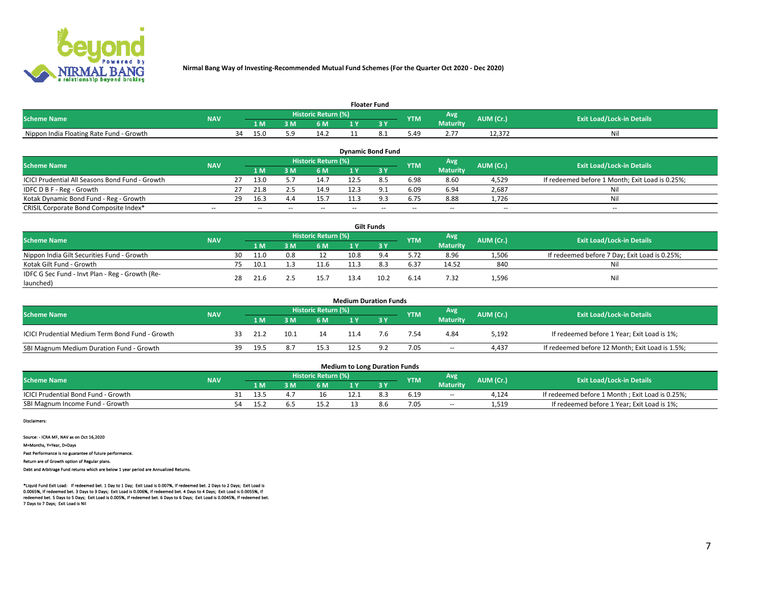Nirmal Bang Way of Investing-Recommended Mutual Fund Schemes (For the Quarter Oct 2020 - Dec 2020)

## Floater Fund

| Scheme Name | NAV | Historic Return (%) | | | | | YTM | Avg Maturity | AUM (Cr.) | Exit Load/Lock-in Details |
|---|---|---|---|---|---|---|---|---|---|---|
| | | 1 M | 3 M | 6 M | 1 Y | 3 Y | | | | |
| Nippon India Floating Rate Fund - Growth | 34 | 15.0 | 5.9 | 14.2 | 11 | 8.1 | 5.49 | 2.77 | 12,372 | Nil |

## Dynamic Bond Fund

| Scheme Name | NAV | Historic Return (%) | | | | | YTM | Avg Maturity | AUM (Cr.) | Exit Load/Lock-in Details |
|---|---|---|---|---|---|---|---|---|---|---|
| | | 1 M | 3 M | 6 M | 1 Y | 3 Y | | | | |
| ICICI Prudential All Seasons Bond Fund - Growth | 27 | 13.0 | 5.7 | 14.7 | 12.5 | 8.5 | 6.98 | 8.60 | 4,529 | If redeemed before 1 Month; Exit Load is 0.25%; |
| IDFC D B F - Reg - Growth | 27 | 21.8 | 2.5 | 14.9 | 12.3 | 9.1 | 6.09 | 6.94 | 2,687 | Nil |
| Kotak Dynamic Bond Fund - Reg - Growth | 29 | 16.3 | 4.4 | 15.7 | 11.3 | 9.3 | 6.75 | 8.88 | 1,726 | Nil |
| CRISIL Corporate Bond Composite Index* | -- | -- | -- | -- | -- | -- | -- | -- | -- | -- |

## Gilt Funds

| Scheme Name | NAV | Historic Return (%) | | | | | YTM | Avg Maturity | AUM (Cr.) | Exit Load/Lock-in Details |
|---|---|---|---|---|---|---|---|---|---|---|
| | | 1 M | 3 M | 6 M | 1 Y | 3 Y | | | | |
| Nippon India Gilt Securities Fund - Growth | 30 | 11.0 | 0.8 | 12 | 10.8 | 9.4 | 5.72 | 8.96 | 1,506 | If redeemed before 7 Day; Exit Load is 0.25%; |
| Kotak Gilt Fund - Growth | 75 | 10.1 | 1.3 | 11.6 | 11.3 | 8.3 | 6.37 | 14.52 | 840 | Nil |
| IDFC G Sec Fund - Invt Plan - Reg - Growth (Re-launched) | 28 | 21.6 | 2.5 | 15.7 | 13.4 | 10.2 | 6.14 | 7.32 | 1,596 | Nil |

## Medium Duration Funds

| Scheme Name | NAV | Historic Return (%) | | | | | YTM | Avg Maturity | AUM (Cr.) | Exit Load/Lock-in Details |
|---|---|---|---|---|---|---|---|---|---|---|
| | | 1 M | 3 M | 6 M | 1 Y | 3 Y | | | | |
| ICICI Prudential Medium Term Bond Fund - Growth | 33 | 21.2 | 10.1 | 14 | 11.4 | 7.6 | 7.54 | 4.84 | 5,192 | If redeemed before 1 Year; Exit Load is 1%; |
| SBI Magnum Medium Duration Fund - Growth | 39 | 19.5 | 8.7 | 15.3 | 12.5 | 9.2 | 7.05 | -- | 4,437 | If redeemed before 12 Month; Exit Load is 1.5%; |

## Medium to Long Duration Funds

| Scheme Name | NAV | Historic Return (%) | | | | | YTM | Avg Maturity | AUM (Cr.) | Exit Load/Lock-in Details |
|---|---|---|---|---|---|---|---|---|---|---|
| | | 1 M | 3 M | 6 M | 1 Y | 3 Y | | | | |
| ICICI Prudential Bond Fund - Growth | 31 | 13.5 | 4.7 | 16 | 12.1 | 8.3 | 6.19 | -- | 4,124 | If redeemed before 1 Month ; Exit Load is 0.25%; |
| SBI Magnum Income Fund - Growth | 54 | 15.2 | 6.5 | 15.2 | 13 | 8.6 | 7.05 | -- | 1,519 | If redeemed before 1 Year; Exit Load is 1%; |

Disclaimers:

Source: - ICRA MF, NAV as on Oct 16,2020

M=Months, Y=Year, D=Days

Past Performance is no guarantee of future performance.

Return are of Growth option of Regular plans.

Debt and Arbitrage Fund returns which are below 1 year period are Annualized Returns.

*Liquid Fund Exit Load: If redeemed bet. 1 Day to 1 Day; Exit Load is 0.007%, If redeemed bet. 2 Days to 2 Days; Exit Load is 0.0065%, If redeemed bet. 3 Days to 3 Days; Exit Load is 0.006%, If redeemed bet. 4 Days to 4 Days; Exit Load is 0.0055%, If redeemed bet. 5 Days to 5 Days; Exit Load is 0.005%, If redeemed bet. 6 Days to 6 Days; Exit Load is 0.0045%, If redeemed bet. 7 Days to 7 Days; Exit Load is Nil